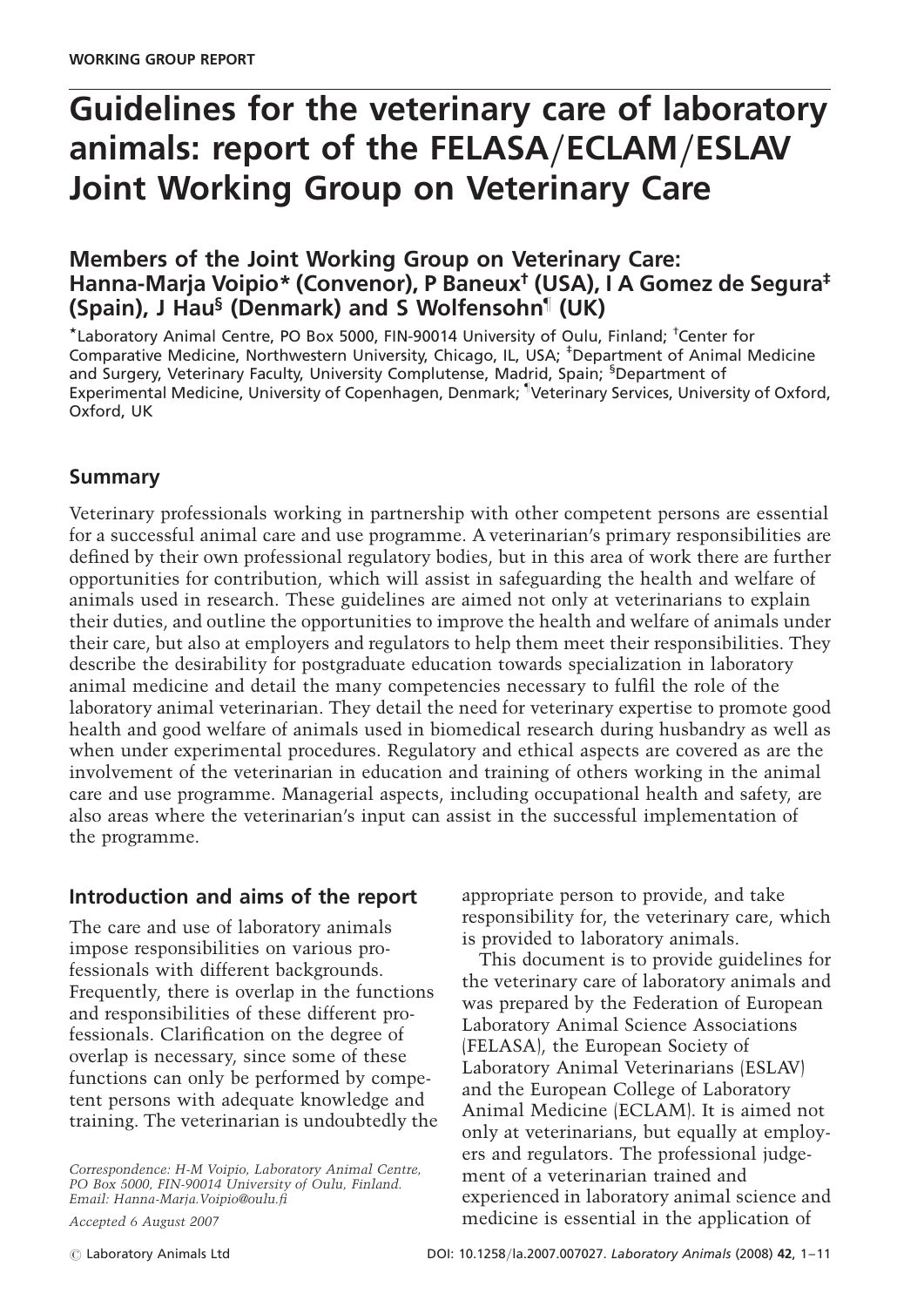WORKING GROUP REPORT

# Guidelines for the veterinary care of laboratory animals: report of the FELASA/ECLAM/ESLAV Joint Working Group on Veterinary Care

## Members of the Joint Working Group on Veterinary Care: Hanna-Marja Voipio* (Convenor), P Baneux[†] (USA), I A Gomez de Segura[‡] (Spain), J Hau[§] (Denmark) and S Wolfensohn[¶] (UK)

*Laboratory Animal Centre, PO Box 5000, FIN-90014 University of Oulu, Finland; [†]Center for Comparative Medicine, Northwestern University, Chicago, IL, USA; [‡]Department of Animal Medicine and Surgery, Veterinary Faculty, University Complutense, Madrid, Spain; [§]Department of Experimental Medicine, University of Copenhagen, Denmark; [¶]Veterinary Services, University of Oxford, Oxford, UK

## Summary

Veterinary professionals working in partnership with other competent persons are essential for a successful animal care and use programme. A veterinarian's primary responsibilities are defined by their own professional regulatory bodies, but in this area of work there are further opportunities for contribution, which will assist in safeguarding the health and welfare of animals used in research. These guidelines are aimed not only at veterinarians to explain their duties, and outline the opportunities to improve the health and welfare of animals under their care, but also at employers and regulators to help them meet their responsibilities. They describe the desirability for postgraduate education towards specialization in laboratory animal medicine and detail the many competencies necessary to fulfil the role of the laboratory animal veterinarian. They detail the need for veterinary expertise to promote good health and good welfare of animals used in biomedical research during husbandry as well as when under experimental procedures. Regulatory and ethical aspects are covered as are the involvement of the veterinarian in education and training of others working in the animal care and use programme. Managerial aspects, including occupational health and safety, are also areas where the veterinarian's input can assist in the successful implementation of the programme.

## Introduction and aims of the report

The care and use of laboratory animals impose responsibilities on various professionals with different backgrounds. Frequently, there is overlap in the functions and responsibilities of these different professionals. Clarification on the degree of overlap is necessary, since some of these functions can only be performed by competent persons with adequate knowledge and training. The veterinarian is undoubtedly the appropriate person to provide, and take responsibility for, the veterinary care, which is provided to laboratory animals.

This document is to provide guidelines for the veterinary care of laboratory animals and was prepared by the Federation of European Laboratory Animal Science Associations (FELASA), the European Society of Laboratory Animal Veterinarians (ESLAV) and the European College of Laboratory Animal Medicine (ECLAM). It is aimed not only at veterinarians, but equally at employers and regulators. The professional judgement of a veterinarian trained and experienced in laboratory animal science and medicine is essential in the application of

*Correspondence: H-M Voipio, Laboratory Animal Centre, PO Box 5000, FIN-90014 University of Oulu, Finland. Email: Hanna-Marja.Voipio@oulu.fi*

*Accepted 6 August 2007*

© Laboratory Animals Ltd

DOI: 10.1258/la.2007.007027.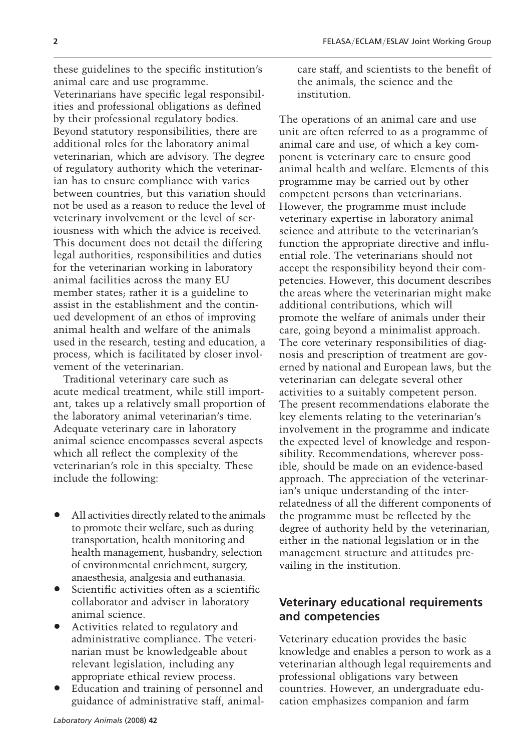these guidelines to the specific institution's animal care and use programme. Veterinarians have specific legal responsibilities and professional obligations as defined by their professional regulatory bodies. Beyond statutory responsibilities, there are additional roles for the laboratory animal veterinarian, which are advisory. The degree of regulatory authority which the veterinarian has to ensure compliance with varies between countries, but this variation should not be used as a reason to reduce the level of veterinary involvement or the level of seriousness with which the advice is received. This document does not detail the differing legal authorities, responsibilities and duties for the veterinarian working in laboratory animal facilities across the many EU member states; rather it is a guideline to assist in the establishment and the continued development of an ethos of improving animal health and welfare of the animals used in the research, testing and education, a process, which is facilitated by closer involvement of the veterinarian.

Traditional veterinary care such as acute medical treatment, while still important, takes up a relatively small proportion of the laboratory animal veterinarian's time. Adequate veterinary care in laboratory animal science encompasses several aspects which all reflect the complexity of the veterinarian's role in this specialty. These include the following:

- All activities directly related to the animals to promote their welfare, such as during transportation, health monitoring and health management, husbandry, selection of environmental enrichment, surgery, anaesthesia, analgesia and euthanasia.
- Scientific activities often as a scientific collaborator and adviser in laboratory animal science.
- Activities related to regulatory and administrative compliance. The veterinarian must be knowledgeable about relevant legislation, including any appropriate ethical review process.
- Education and training of personnel and guidance of administrative staff, animal-care staff, and scientists to the benefit of the animals, the science and the institution.

The operations of an animal care and use unit are often referred to as a programme of animal care and use, of which a key component is veterinary care to ensure good animal health and welfare. Elements of this programme may be carried out by other competent persons than veterinarians. However, the programme must include veterinary expertise in laboratory animal science and attribute to the veterinarian's function the appropriate directive and influential role. The veterinarians should not accept the responsibility beyond their competencies. However, this document describes the areas where the veterinarian might make additional contributions, which will promote the welfare of animals under their care, going beyond a minimalist approach. The core veterinary responsibilities of diagnosis and prescription of treatment are governed by national and European laws, but the veterinarian can delegate several other activities to a suitably competent person. The present recommendations elaborate the key elements relating to the veterinarian's involvement in the programme and indicate the expected level of knowledge and responsibility. Recommendations, wherever possible, should be made on an evidence-based approach. The appreciation of the veterinarian's unique understanding of the interrelatedness of all the different components of the programme must be reflected by the degree of authority held by the veterinarian, either in the national legislation or in the management structure and attitudes prevailing in the institution.

## Veterinary educational requirements and competencies

Veterinary education provides the basic knowledge and enables a person to work as a veterinarian although legal requirements and professional obligations vary between countries. However, an undergraduate education emphasizes companion and farm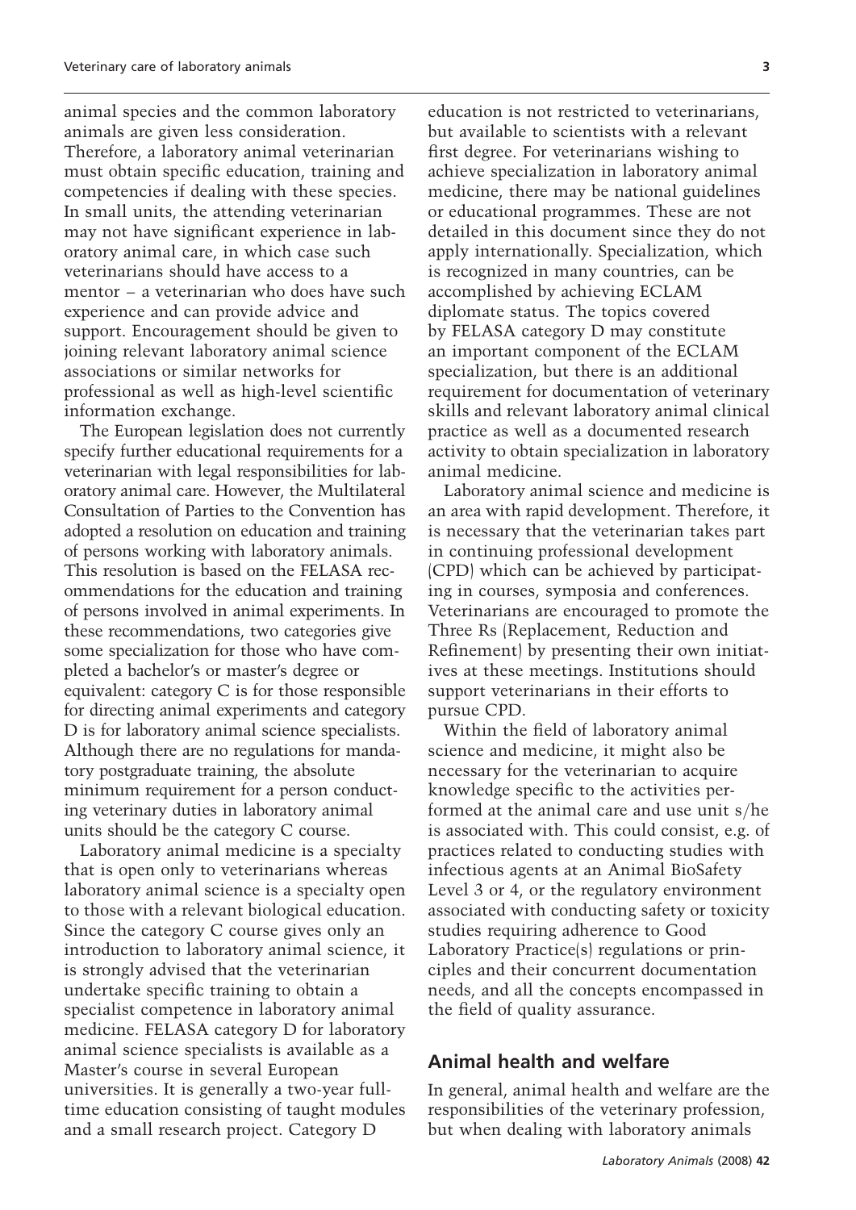animal species and the common laboratory animals are given less consideration. Therefore, a laboratory animal veterinarian must obtain specific education, training and competencies if dealing with these species. In small units, the attending veterinarian may not have significant experience in laboratory animal care, in which case such veterinarians should have access to a mentor – a veterinarian who does have such experience and can provide advice and support. Encouragement should be given to joining relevant laboratory animal science associations or similar networks for professional as well as high-level scientific information exchange.

The European legislation does not currently specify further educational requirements for a veterinarian with legal responsibilities for laboratory animal care. However, the Multilateral Consultation of Parties to the Convention has adopted a resolution on education and training of persons working with laboratory animals. This resolution is based on the FELASA recommendations for the education and training of persons involved in animal experiments. In these recommendations, two categories give some specialization for those who have completed a bachelor's or master's degree or equivalent: category C is for those responsible for directing animal experiments and category D is for laboratory animal science specialists. Although there are no regulations for mandatory postgraduate training, the absolute minimum requirement for a person conducting veterinary duties in laboratory animal units should be the category C course.

Laboratory animal medicine is a specialty that is open only to veterinarians whereas laboratory animal science is a specialty open to those with a relevant biological education. Since the category C course gives only an introduction to laboratory animal science, it is strongly advised that the veterinarian undertake specific training to obtain a specialist competence in laboratory animal medicine. FELASA category D for laboratory animal science specialists is available as a Master's course in several European universities. It is generally a two-year full-time education consisting of taught modules and a small research project. Category D education is not restricted to veterinarians, but available to scientists with a relevant first degree. For veterinarians wishing to achieve specialization in laboratory animal medicine, there may be national guidelines or educational programmes. These are not detailed in this document since they do not apply internationally. Specialization, which is recognized in many countries, can be accomplished by achieving ECLAM diplomate status. The topics covered by FELASA category D may constitute an important component of the ECLAM specialization, but there is an additional requirement for documentation of veterinary skills and relevant laboratory animal clinical practice as well as a documented research activity to obtain specialization in laboratory animal medicine.

Laboratory animal science and medicine is an area with rapid development. Therefore, it is necessary that the veterinarian takes part in continuing professional development (CPD) which can be achieved by participating in courses, symposia and conferences. Veterinarians are encouraged to promote the Three Rs (Replacement, Reduction and Refinement) by presenting their own initiatives at these meetings. Institutions should support veterinarians in their efforts to pursue CPD.

Within the field of laboratory animal science and medicine, it might also be necessary for the veterinarian to acquire knowledge specific to the activities performed at the animal care and use unit s/he is associated with. This could consist, e.g. of practices related to conducting studies with infectious agents at an Animal BioSafety Level 3 or 4, or the regulatory environment associated with conducting safety or toxicity studies requiring adherence to Good Laboratory Practice(s) regulations or principles and their concurrent documentation needs, and all the concepts encompassed in the field of quality assurance.

## Animal health and welfare

In general, animal health and welfare are the responsibilities of the veterinary profession, but when dealing with laboratory animals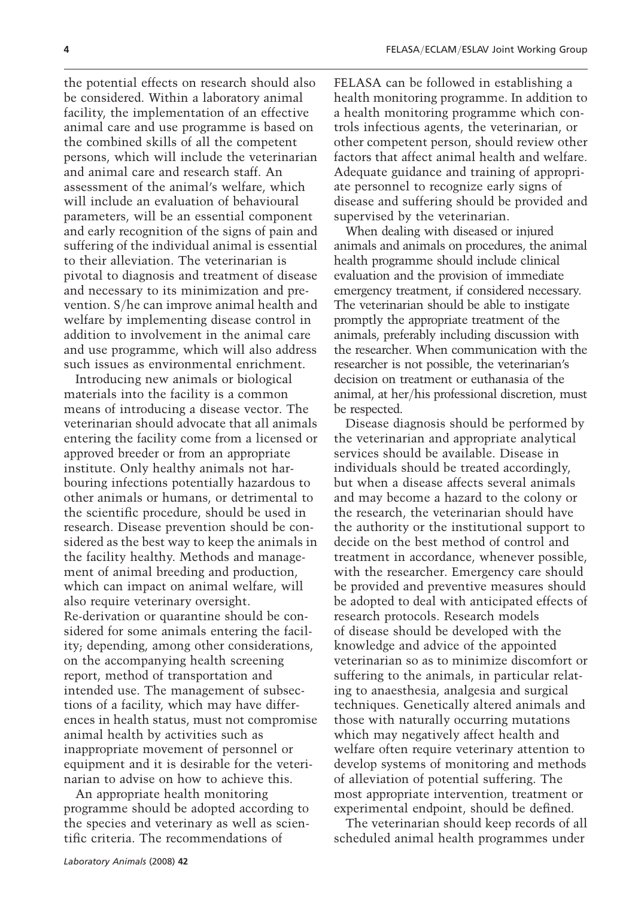the potential effects on research should also be considered. Within a laboratory animal facility, the implementation of an effective animal care and use programme is based on the combined skills of all the competent persons, which will include the veterinarian and animal care and research staff. An assessment of the animal's welfare, which will include an evaluation of behavioural parameters, will be an essential component and early recognition of the signs of pain and suffering of the individual animal is essential to their alleviation. The veterinarian is pivotal to diagnosis and treatment of disease and necessary to its minimization and prevention. S/he can improve animal health and welfare by implementing disease control in addition to involvement in the animal care and use programme, which will also address such issues as environmental enrichment.

Introducing new animals or biological materials into the facility is a common means of introducing a disease vector. The veterinarian should advocate that all animals entering the facility come from a licensed or approved breeder or from an appropriate institute. Only healthy animals not harbouring infections potentially hazardous to other animals or humans, or detrimental to the scientific procedure, should be used in research. Disease prevention should be considered as the best way to keep the animals in the facility healthy. Methods and management of animal breeding and production, which can impact on animal welfare, will also require veterinary oversight. Re-derivation or quarantine should be considered for some animals entering the facility; depending, among other considerations, on the accompanying health screening report, method of transportation and intended use. The management of subsections of a facility, which may have differences in health status, must not compromise animal health by activities such as inappropriate movement of personnel or equipment and it is desirable for the veterinarian to advise on how to achieve this.

An appropriate health monitoring programme should be adopted according to the species and veterinary as well as scientific criteria. The recommendations of FELASA can be followed in establishing a health monitoring programme. In addition to a health monitoring programme which controls infectious agents, the veterinarian, or other competent person, should review other factors that affect animal health and welfare. Adequate guidance and training of appropriate personnel to recognize early signs of disease and suffering should be provided and supervised by the veterinarian.

When dealing with diseased or injured animals and animals on procedures, the animal health programme should include clinical evaluation and the provision of immediate emergency treatment, if considered necessary. The veterinarian should be able to instigate promptly the appropriate treatment of the animals, preferably including discussion with the researcher. When communication with the researcher is not possible, the veterinarian's decision on treatment or euthanasia of the animal, at her/his professional discretion, must be respected.

Disease diagnosis should be performed by the veterinarian and appropriate analytical services should be available. Disease in individuals should be treated accordingly, but when a disease affects several animals and may become a hazard to the colony or the research, the veterinarian should have the authority or the institutional support to decide on the best method of control and treatment in accordance, whenever possible, with the researcher. Emergency care should be provided and preventive measures should be adopted to deal with anticipated effects of research protocols. Research models of disease should be developed with the knowledge and advice of the appointed veterinarian so as to minimize discomfort or suffering to the animals, in particular relating to anaesthesia, analgesia and surgical techniques. Genetically altered animals and those with naturally occurring mutations which may negatively affect health and welfare often require veterinary attention to develop systems of monitoring and methods of alleviation of potential suffering. The most appropriate intervention, treatment or experimental endpoint, should be defined.

The veterinarian should keep records of all scheduled animal health programmes under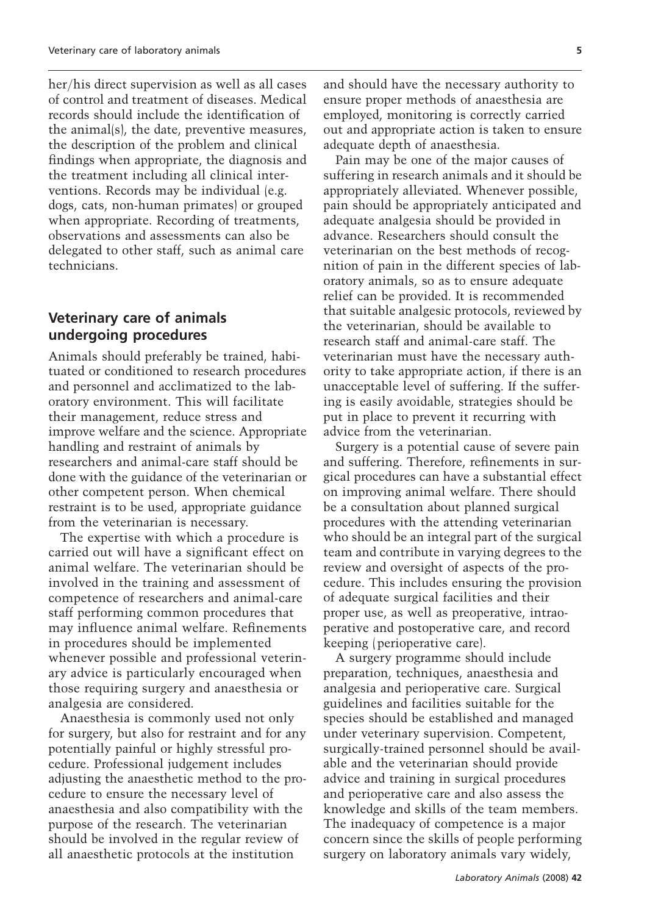her/his direct supervision as well as all cases of control and treatment of diseases. Medical records should include the identification of the animal(s), the date, preventive measures, the description of the problem and clinical findings when appropriate, the diagnosis and the treatment including all clinical interventions. Records may be individual (e.g. dogs, cats, non-human primates) or grouped when appropriate. Recording of treatments, observations and assessments can also be delegated to other staff, such as animal care technicians.

## Veterinary care of animals undergoing procedures

Animals should preferably be trained, habituated or conditioned to research procedures and personnel and acclimatized to the laboratory environment. This will facilitate their management, reduce stress and improve welfare and the science. Appropriate handling and restraint of animals by researchers and animal-care staff should be done with the guidance of the veterinarian or other competent person. When chemical restraint is to be used, appropriate guidance from the veterinarian is necessary.

The expertise with which a procedure is carried out will have a significant effect on animal welfare. The veterinarian should be involved in the training and assessment of competence of researchers and animal-care staff performing common procedures that may influence animal welfare. Refinements in procedures should be implemented whenever possible and professional veterinary advice is particularly encouraged when those requiring surgery and anaesthesia or analgesia are considered.

Anaesthesia is commonly used not only for surgery, but also for restraint and for any potentially painful or highly stressful procedure. Professional judgement includes adjusting the anaesthetic method to the procedure to ensure the necessary level of anaesthesia and also compatibility with the purpose of the research. The veterinarian should be involved in the regular review of all anaesthetic protocols at the institution and should have the necessary authority to ensure proper methods of anaesthesia are employed, monitoring is correctly carried out and appropriate action is taken to ensure adequate depth of anaesthesia.

Pain may be one of the major causes of suffering in research animals and it should be appropriately alleviated. Whenever possible, pain should be appropriately anticipated and adequate analgesia should be provided in advance. Researchers should consult the veterinarian on the best methods of recognition of pain in the different species of laboratory animals, so as to ensure adequate relief can be provided. It is recommended that suitable analgesic protocols, reviewed by the veterinarian, should be available to research staff and animal-care staff. The veterinarian must have the necessary authority to take appropriate action, if there is an unacceptable level of suffering. If the suffering is easily avoidable, strategies should be put in place to prevent it recurring with advice from the veterinarian.

Surgery is a potential cause of severe pain and suffering. Therefore, refinements in surgical procedures can have a substantial effect on improving animal welfare. There should be a consultation about planned surgical procedures with the attending veterinarian who should be an integral part of the surgical team and contribute in varying degrees to the review and oversight of aspects of the procedure. This includes ensuring the provision of adequate surgical facilities and their proper use, as well as preoperative, intraoperative and postoperative care, and record keeping (perioperative care).

A surgery programme should include preparation, techniques, anaesthesia and analgesia and perioperative care. Surgical guidelines and facilities suitable for the species should be established and managed under veterinary supervision. Competent, surgically-trained personnel should be available and the veterinarian should provide advice and training in surgical procedures and perioperative care and also assess the knowledge and skills of the team members. The inadequacy of competence is a major concern since the skills of people performing surgery on laboratory animals vary widely,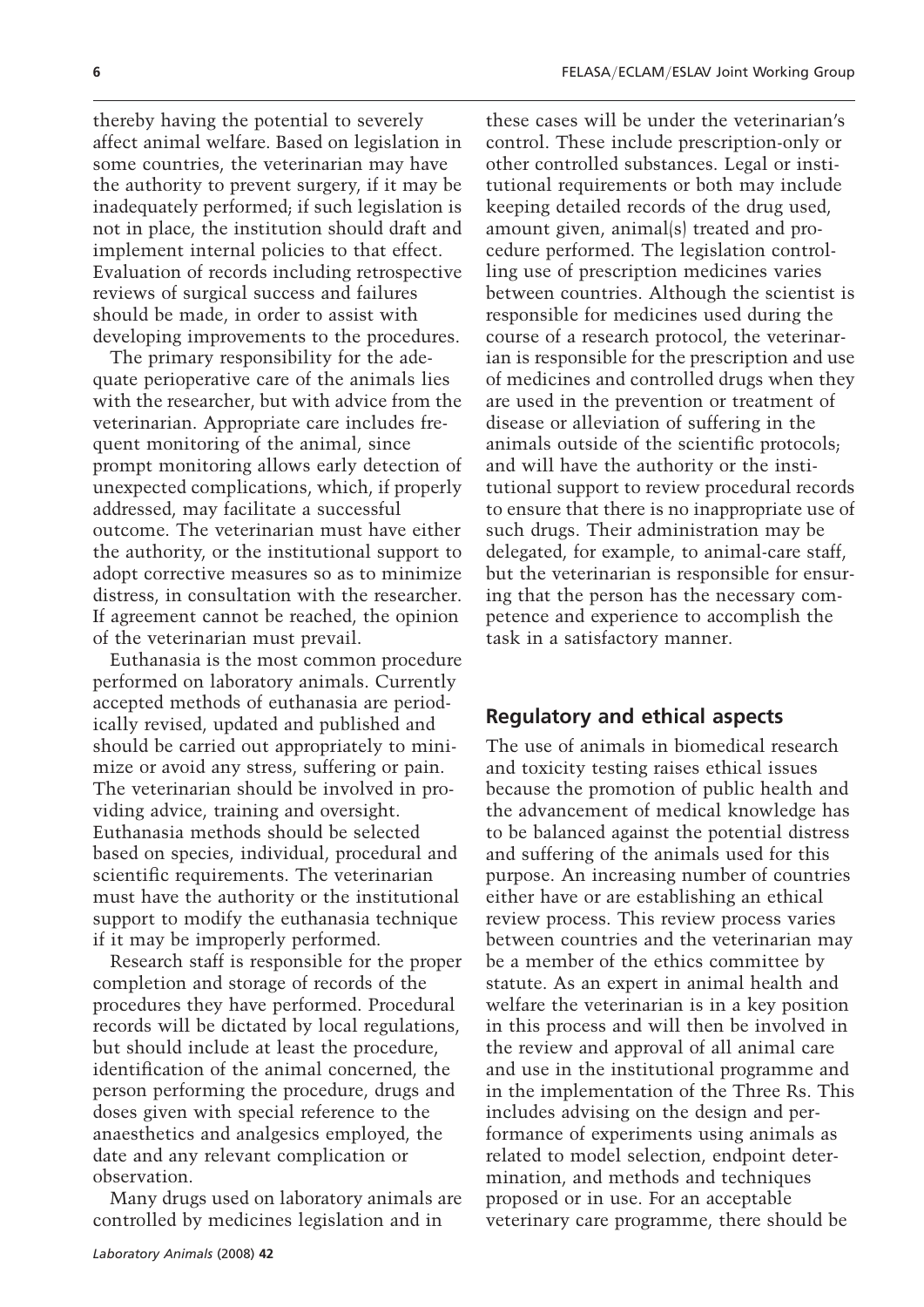thereby having the potential to severely affect animal welfare. Based on legislation in some countries, the veterinarian may have the authority to prevent surgery, if it may be inadequately performed; if such legislation is not in place, the institution should draft and implement internal policies to that effect. Evaluation of records including retrospective reviews of surgical success and failures should be made, in order to assist with developing improvements to the procedures.

The primary responsibility for the adequate perioperative care of the animals lies with the researcher, but with advice from the veterinarian. Appropriate care includes frequent monitoring of the animal, since prompt monitoring allows early detection of unexpected complications, which, if properly addressed, may facilitate a successful outcome. The veterinarian must have either the authority, or the institutional support to adopt corrective measures so as to minimize distress, in consultation with the researcher. If agreement cannot be reached, the opinion of the veterinarian must prevail.

Euthanasia is the most common procedure performed on laboratory animals. Currently accepted methods of euthanasia are periodically revised, updated and published and should be carried out appropriately to minimize or avoid any stress, suffering or pain. The veterinarian should be involved in providing advice, training and oversight. Euthanasia methods should be selected based on species, individual, procedural and scientific requirements. The veterinarian must have the authority or the institutional support to modify the euthanasia technique if it may be improperly performed.

Research staff is responsible for the proper completion and storage of records of the procedures they have performed. Procedural records will be dictated by local regulations, but should include at least the procedure, identification of the animal concerned, the person performing the procedure, drugs and doses given with special reference to the anaesthetics and analgesics employed, the date and any relevant complication or observation.

Many drugs used on laboratory animals are controlled by medicines legislation and in these cases will be under the veterinarian's control. These include prescription-only or other controlled substances. Legal or institutional requirements or both may include keeping detailed records of the drug used, amount given, animal(s) treated and procedure performed. The legislation controlling use of prescription medicines varies between countries. Although the scientist is responsible for medicines used during the course of a research protocol, the veterinarian is responsible for the prescription and use of medicines and controlled drugs when they are used in the prevention or treatment of disease or alleviation of suffering in the animals outside of the scientific protocols; and will have the authority or the institutional support to review procedural records to ensure that there is no inappropriate use of such drugs. Their administration may be delegated, for example, to animal-care staff, but the veterinarian is responsible for ensuring that the person has the necessary competence and experience to accomplish the task in a satisfactory manner.

## Regulatory and ethical aspects

The use of animals in biomedical research and toxicity testing raises ethical issues because the promotion of public health and the advancement of medical knowledge has to be balanced against the potential distress and suffering of the animals used for this purpose. An increasing number of countries either have or are establishing an ethical review process. This review process varies between countries and the veterinarian may be a member of the ethics committee by statute. As an expert in animal health and welfare the veterinarian is in a key position in this process and will then be involved in the review and approval of all animal care and use in the institutional programme and in the implementation of the Three Rs. This includes advising on the design and performance of experiments using animals as related to model selection, endpoint determination, and methods and techniques proposed or in use. For an acceptable veterinary care programme, there should be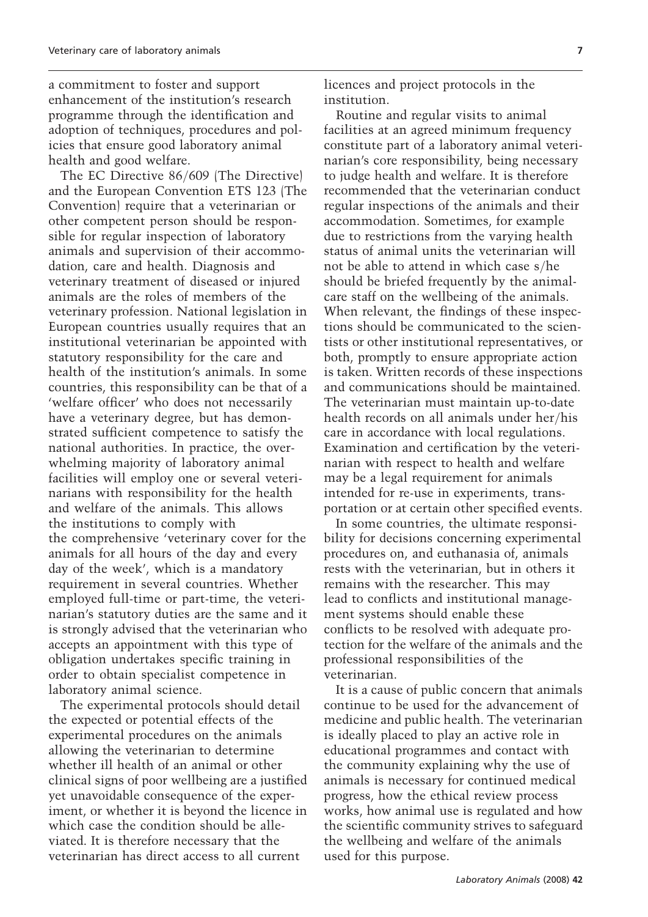a commitment to foster and support enhancement of the institution's research programme through the identification and adoption of techniques, procedures and policies that ensure good laboratory animal health and good welfare.

The EC Directive 86/609 (The Directive) and the European Convention ETS 123 (The Convention) require that a veterinarian or other competent person should be responsible for regular inspection of laboratory animals and supervision of their accommodation, care and health. Diagnosis and veterinary treatment of diseased or injured animals are the roles of members of the veterinary profession. National legislation in European countries usually requires that an institutional veterinarian be appointed with statutory responsibility for the care and health of the institution's animals. In some countries, this responsibility can be that of a 'welfare officer' who does not necessarily have a veterinary degree, but has demonstrated sufficient competence to satisfy the national authorities. In practice, the overwhelming majority of laboratory animal facilities will employ one or several veterinarians with responsibility for the health and welfare of the animals. This allows the institutions to comply with the comprehensive 'veterinary cover for the animals for all hours of the day and every day of the week', which is a mandatory requirement in several countries. Whether employed full-time or part-time, the veterinarian's statutory duties are the same and it is strongly advised that the veterinarian who accepts an appointment with this type of obligation undertakes specific training in order to obtain specialist competence in laboratory animal science.

The experimental protocols should detail the expected or potential effects of the experimental procedures on the animals allowing the veterinarian to determine whether ill health of an animal or other clinical signs of poor wellbeing are a justified yet unavoidable consequence of the experiment, or whether it is beyond the licence in which case the condition should be alleviated. It is therefore necessary that the veterinarian has direct access to all current licences and project protocols in the institution.

Routine and regular visits to animal facilities at an agreed minimum frequency constitute part of a laboratory animal veterinarian's core responsibility, being necessary to judge health and welfare. It is therefore recommended that the veterinarian conduct regular inspections of the animals and their accommodation. Sometimes, for example due to restrictions from the varying health status of animal units the veterinarian will not be able to attend in which case s/he should be briefed frequently by the animal-care staff on the wellbeing of the animals. When relevant, the findings of these inspections should be communicated to the scientists or other institutional representatives, or both, promptly to ensure appropriate action is taken. Written records of these inspections and communications should be maintained. The veterinarian must maintain up-to-date health records on all animals under her/his care in accordance with local regulations. Examination and certification by the veterinarian with respect to health and welfare may be a legal requirement for animals intended for re-use in experiments, transportation or at certain other specified events.

In some countries, the ultimate responsibility for decisions concerning experimental procedures on, and euthanasia of, animals rests with the veterinarian, but in others it remains with the researcher. This may lead to conflicts and institutional management systems should enable these conflicts to be resolved with adequate protection for the welfare of the animals and the professional responsibilities of the veterinarian.

It is a cause of public concern that animals continue to be used for the advancement of medicine and public health. The veterinarian is ideally placed to play an active role in educational programmes and contact with the community explaining why the use of animals is necessary for continued medical progress, how the ethical review process works, how animal use is regulated and how the scientific community strives to safeguard the wellbeing and welfare of the animals used for this purpose.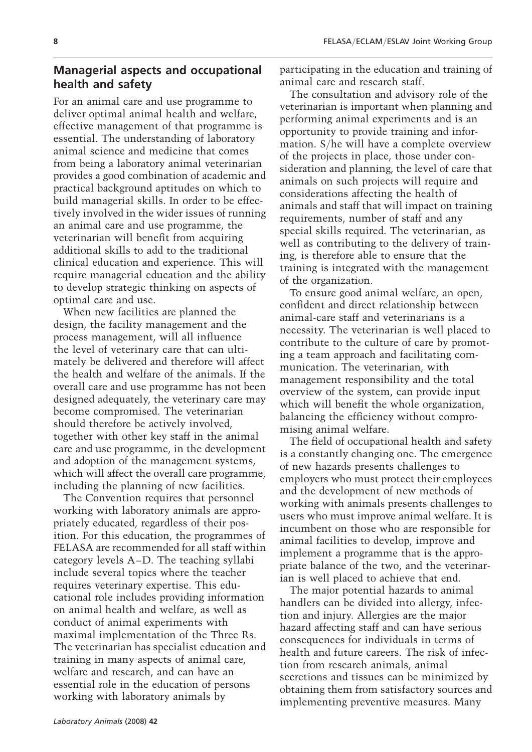## Managerial aspects and occupational health and safety

For an animal care and use programme to deliver optimal animal health and welfare, effective management of that programme is essential. The understanding of laboratory animal science and medicine that comes from being a laboratory animal veterinarian provides a good combination of academic and practical background aptitudes on which to build managerial skills. In order to be effectively involved in the wider issues of running an animal care and use programme, the veterinarian will benefit from acquiring additional skills to add to the traditional clinical education and experience. This will require managerial education and the ability to develop strategic thinking on aspects of optimal care and use.

When new facilities are planned the design, the facility management and the process management, will all influence the level of veterinary care that can ultimately be delivered and therefore will affect the health and welfare of the animals. If the overall care and use programme has not been designed adequately, the veterinary care may become compromised. The veterinarian should therefore be actively involved, together with other key staff in the animal care and use programme, in the development and adoption of the management systems, which will affect the overall care programme, including the planning of new facilities.

The Convention requires that personnel working with laboratory animals are appropriately educated, regardless of their position. For this education, the programmes of FELASA are recommended for all staff within category levels A–D. The teaching syllabi include several topics where the teacher requires veterinary expertise. This educational role includes providing information on animal health and welfare, as well as conduct of animal experiments with maximal implementation of the Three Rs. The veterinarian has specialist education and training in many aspects of animal care, welfare and research, and can have an essential role in the education of persons working with laboratory animals by participating in the education and training of animal care and research staff.

The consultation and advisory role of the veterinarian is important when planning and performing animal experiments and is an opportunity to provide training and information. S/he will have a complete overview of the projects in place, those under consideration and planning, the level of care that animals on such projects will require and considerations affecting the health of animals and staff that will impact on training requirements, number of staff and any special skills required. The veterinarian, as well as contributing to the delivery of training, is therefore able to ensure that the training is integrated with the management of the organization.

To ensure good animal welfare, an open, confident and direct relationship between animal-care staff and veterinarians is a necessity. The veterinarian is well placed to contribute to the culture of care by promoting a team approach and facilitating communication. The veterinarian, with management responsibility and the total overview of the system, can provide input which will benefit the whole organization, balancing the efficiency without compromising animal welfare.

The field of occupational health and safety is a constantly changing one. The emergence of new hazards presents challenges to employers who must protect their employees and the development of new methods of working with animals presents challenges to users who must improve animal welfare. It is incumbent on those who are responsible for animal facilities to develop, improve and implement a programme that is the appropriate balance of the two, and the veterinarian is well placed to achieve that end.

The major potential hazards to animal handlers can be divided into allergy, infection and injury. Allergies are the major hazard affecting staff and can have serious consequences for individuals in terms of health and future careers. The risk of infection from research animals, animal secretions and tissues can be minimized by obtaining them from satisfactory sources and implementing preventive measures. Many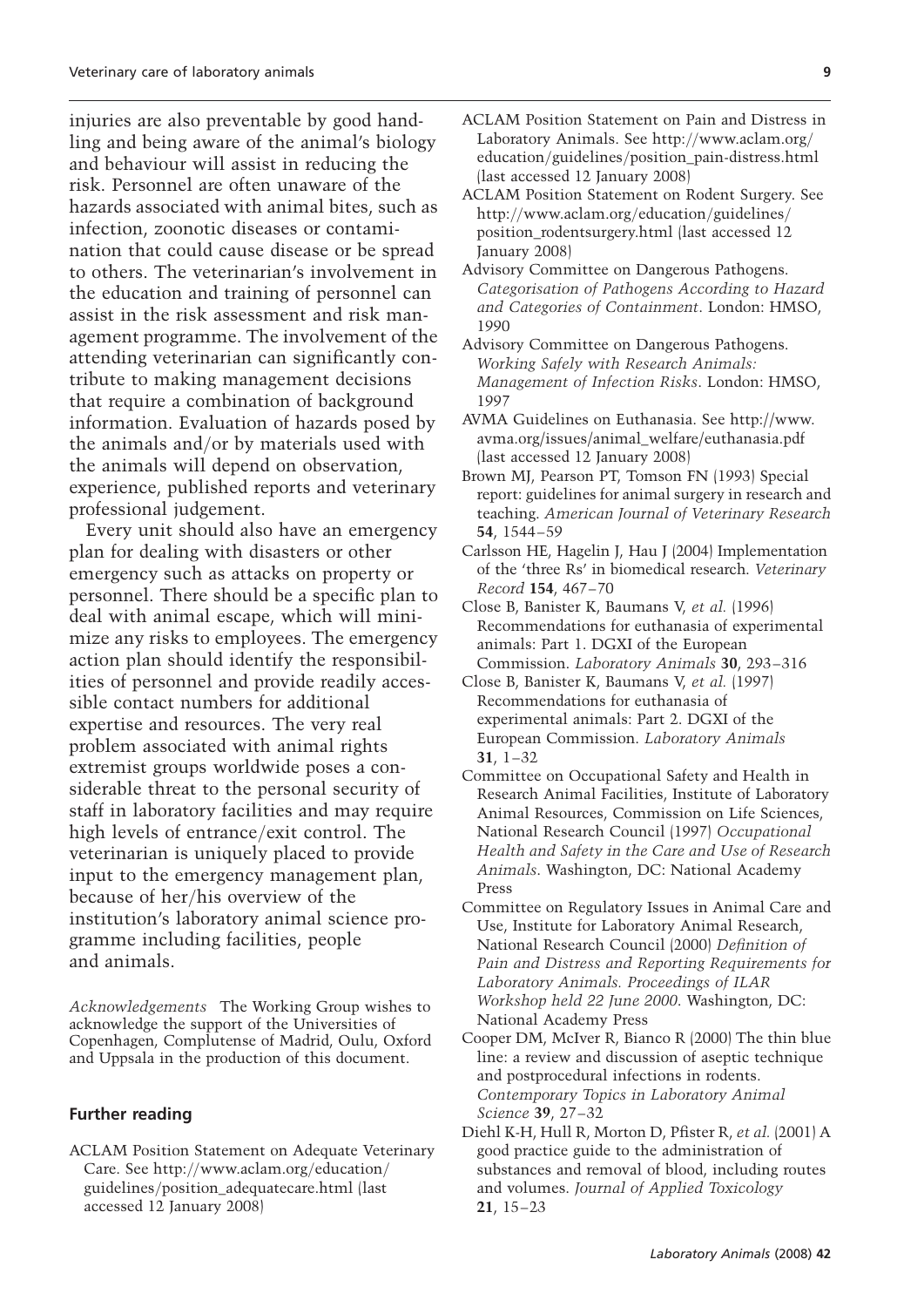injuries are also preventable by good handling and being aware of the animal's biology and behaviour will assist in reducing the risk. Personnel are often unaware of the hazards associated with animal bites, such as infection, zoonotic diseases or contamination that could cause disease or be spread to others. The veterinarian's involvement in the education and training of personnel can assist in the risk assessment and risk management programme. The involvement of the attending veterinarian can significantly contribute to making management decisions that require a combination of background information. Evaluation of hazards posed by the animals and/or by materials used with the animals will depend on observation, experience, published reports and veterinary professional judgement.

Every unit should also have an emergency plan for dealing with disasters or other emergency such as attacks on property or personnel. There should be a specific plan to deal with animal escape, which will minimize any risks to employees. The emergency action plan should identify the responsibilities of personnel and provide readily accessible contact numbers for additional expertise and resources. The very real problem associated with animal rights extremist groups worldwide poses a considerable threat to the personal security of staff in laboratory facilities and may require high levels of entrance/exit control. The veterinarian is uniquely placed to provide input to the emergency management plan, because of her/his overview of the institution's laboratory animal science programme including facilities, people and animals.

*Acknowledgements* The Working Group wishes to acknowledge the support of the Universities of Copenhagen, Complutense of Madrid, Oulu, Oxford and Uppsala in the production of this document.

## Further reading

ACLAM Position Statement on Adequate Veterinary Care. See http://www.aclam.org/education/guidelines/position_adequatecare.html (last accessed 12 January 2008)

ACLAM Position Statement on Pain and Distress in Laboratory Animals. See http://www.aclam.org/education/guidelines/position_pain-distress.html (last accessed 12 January 2008)

ACLAM Position Statement on Rodent Surgery. See http://www.aclam.org/education/guidelines/position_rodentsurgery.html (last accessed 12 January 2008)

Advisory Committee on Dangerous Pathogens. *Categorisation of Pathogens According to Hazard and Categories of Containment*. London: HMSO, 1990

Advisory Committee on Dangerous Pathogens. *Working Safely with Research Animals: Management of Infection Risks*. London: HMSO, 1997

AVMA Guidelines on Euthanasia. See http://www.avma.org/issues/animal_welfare/euthanasia.pdf (last accessed 12 January 2008)

Brown MJ, Pearson PT, Tomson FN (1993) Special report: guidelines for animal surgery in research and teaching. *American Journal of Veterinary Research* **54**, 1544–59

Carlsson HE, Hagelin J, Hau J (2004) Implementation of the 'three Rs' in biomedical research. *Veterinary Record* **154**, 467–70

Close B, Banister K, Baumans V, *et al.* (1996) Recommendations for euthanasia of experimental animals: Part 1. DGXI of the European Commission. *Laboratory Animals* **30**, 293–316

Close B, Banister K, Baumans V, *et al.* (1997) Recommendations for euthanasia of experimental animals: Part 2. DGXI of the European Commission. *Laboratory Animals* **31**, 1–32

Committee on Occupational Safety and Health in Research Animal Facilities, Institute of Laboratory Animal Resources, Commission on Life Sciences, National Research Council (1997) *Occupational Health and Safety in the Care and Use of Research Animals*. Washington, DC: National Academy Press

Committee on Regulatory Issues in Animal Care and Use, Institute for Laboratory Animal Research, National Research Council (2000) *Definition of Pain and Distress and Reporting Requirements for Laboratory Animals. Proceedings of ILAR Workshop held 22 June 2000*. Washington, DC: National Academy Press

Cooper DM, McIver R, Bianco R (2000) The thin blue line: a review and discussion of aseptic technique and postprocedural infections in rodents. *Contemporary Topics in Laboratory Animal Science* **39**, 27–32

Diehl K-H, Hull R, Morton D, Pfister R, *et al.* (2001) A good practice guide to the administration of substances and removal of blood, including routes and volumes. *Journal of Applied Toxicology* **21**, 15–23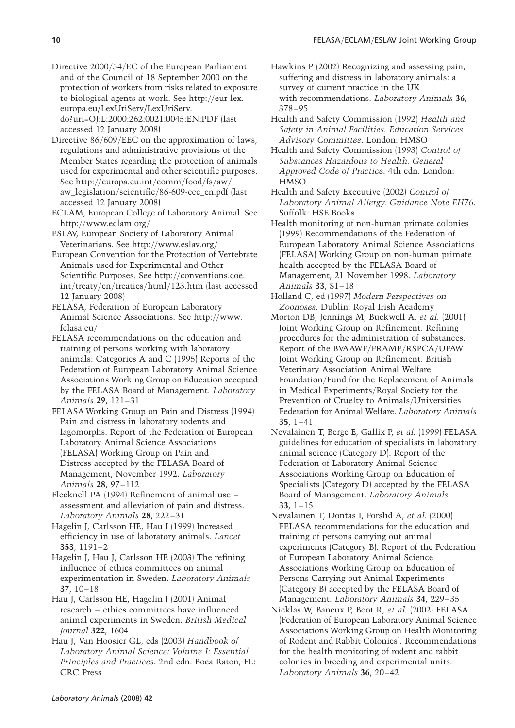Directive 2000/54/EC of the European Parliament and of the Council of 18 September 2000 on the protection of workers from risks related to exposure to biological agents at work. See http://eur-lex.europa.eu/LexUriServ/LexUriServ.do?uri=OJ:L:2000:262:0021:0045:EN:PDF (last accessed 12 January 2008)

Directive 86/609/EEC on the approximation of laws, regulations and administrative provisions of the Member States regarding the protection of animals used for experimental and other scientific purposes. See http://europa.eu.int/comm/food/fs/aw/aw_legislation/scientific/86-609-eec_en.pdf (last accessed 12 January 2008)

ECLAM, European College of Laboratory Animal. See http://www.eclam.org/

ESLAV, European Society of Laboratory Animal Veterinarians. See http://www.eslav.org/

European Convention for the Protection of Vertebrate Animals used for Experimental and Other Scientific Purposes. See http://conventions.coe.int/treaty/en/treaties/html/123.htm (last accessed 12 January 2008)

FELASA, Federation of European Laboratory Animal Science Associations. See http://www.felasa.eu/

FELASA recommendations on the education and training of persons working with laboratory animals: Categories A and C (1995) Reports of the Federation of European Laboratory Animal Science Associations Working Group on Education accepted by the FELASA Board of Management. *Laboratory Animals* **29**, 121–31

FELASA Working Group on Pain and Distress (1994) Pain and distress in laboratory rodents and lagomorphs. Report of the Federation of European Laboratory Animal Science Associations (FELASA) Working Group on Pain and Distress accepted by the FELASA Board of Management, November 1992. *Laboratory Animals* **28**, 97–112

Flecknell PA (1994) Refinement of animal use – assessment and alleviation of pain and distress. *Laboratory Animals* **28**, 222–31

Hagelin J, Carlsson HE, Hau J (1999) Increased efficiency in use of laboratory animals. *Lancet* **353**, 1191–2

Hagelin J, Hau J, Carlsson HE (2003) The refining influence of ethics committees on animal experimentation in Sweden. *Laboratory Animals* **37**, 10–18

Hau J, Carlsson HE, Hagelin J (2001) Animal research – ethics committees have influenced animal experiments in Sweden. *British Medical Journal* **322**, 1604

Hau J, Van Hoosier GL, eds (2003) *Handbook of Laboratory Animal Science: Volume I: Essential Principles and Practices*. 2nd edn. Boca Raton, FL: CRC Press

Hawkins P (2002) Recognizing and assessing pain, suffering and distress in laboratory animals: a survey of current practice in the UK with recommendations. *Laboratory Animals* **36**, 378–95

Health and Safety Commission (1992) *Health and Safety in Animal Facilities. Education Services Advisory Committee*. London: HMSO

Health and Safety Commission (1993) *Control of Substances Hazardous to Health. General Approved Code of Practice*. 4th edn. London: HMSO

Health and Safety Executive (2002) *Control of Laboratory Animal Allergy. Guidance Note EH76*. Suffolk: HSE Books

Health monitoring of non-human primate colonies (1999) Recommendations of the Federation of European Laboratory Animal Science Associations (FELASA) Working Group on non-human primate health accepted by the FELASA Board of Management, 21 November 1998. *Laboratory Animals* **33**, S1–18

Holland C, ed (1997) *Modern Perspectives on Zoonoses*. Dublin: Royal Irish Academy

Morton DB, Jennings M, Buckwell A, *et al.* (2001) Joint Working Group on Refinement. Refining procedures for the administration of substances. Report of the BVAAWF/FRAME/RSPCA/UFAW Joint Working Group on Refinement. British Veterinary Association Animal Welfare Foundation/Fund for the Replacement of Animals in Medical Experiments/Royal Society for the Prevention of Cruelty to Animals/Universities Federation for Animal Welfare. *Laboratory Animals* **35**, 1–41

Nevalainen T, Berge E, Gallix P, *et al.* (1999) FELASA guidelines for education of specialists in laboratory animal science (Category D). Report of the Federation of Laboratory Animal Science Associations Working Group on Education of Specialists (Category D) accepted by the FELASA Board of Management. *Laboratory Animals* **33**, 1–15

Nevalainen T, Dontas I, Forslid A, *et al.* (2000) FELASA recommendations for the education and training of persons carrying out animal experiments (Category B). Report of the Federation of European Laboratory Animal Science Associations Working Group on Education of Persons Carrying out Animal Experiments (Category B) accepted by the FELASA Board of Management. *Laboratory Animals* **34**, 229–35

Nicklas W, Baneux P, Boot R, *et al.* (2002) FELASA (Federation of European Laboratory Animal Science Associations Working Group on Health Monitoring of Rodent and Rabbit Colonies). Recommendations for the health monitoring of rodent and rabbit colonies in breeding and experimental units. *Laboratory Animals* **36**, 20–42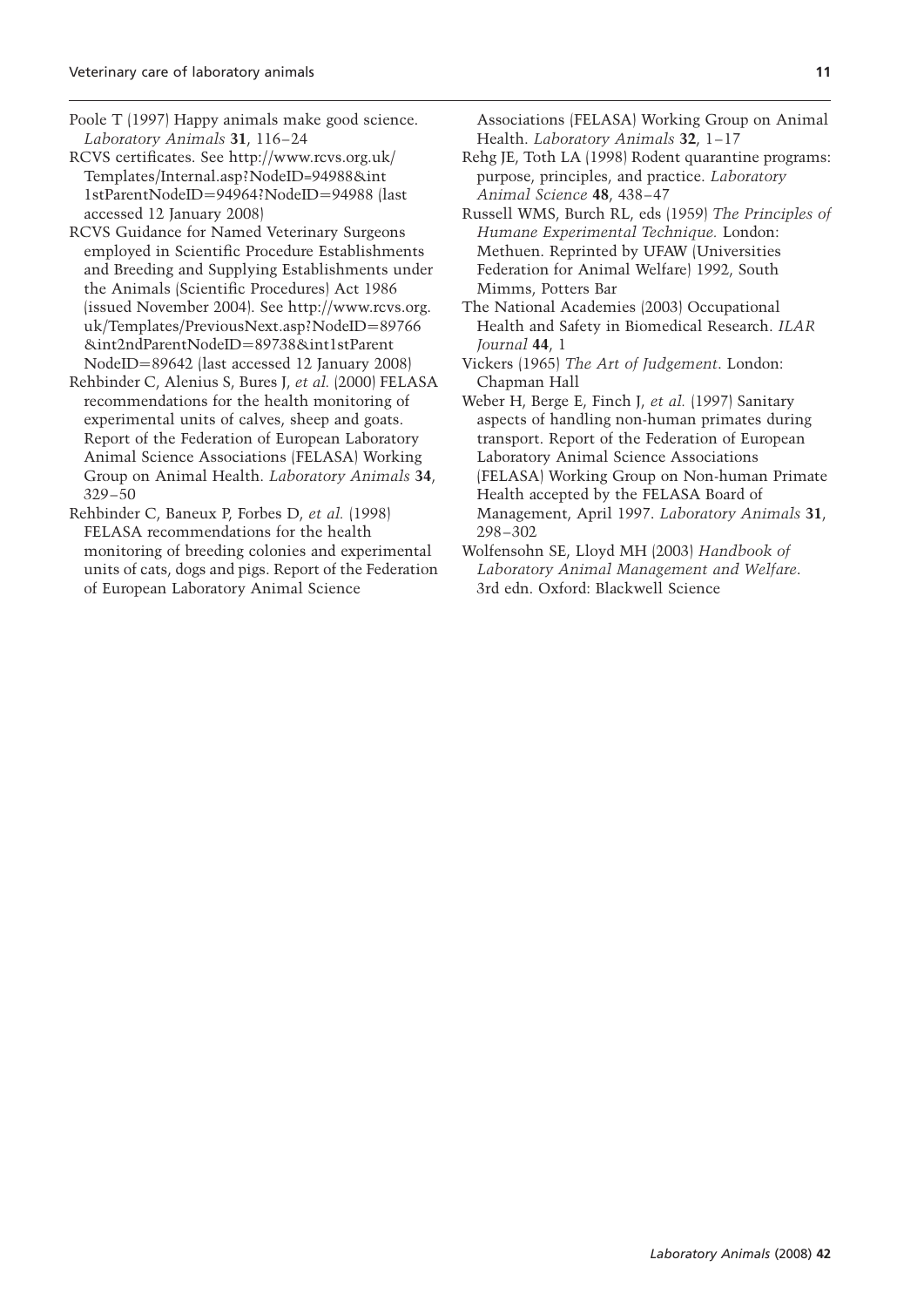Poole T (1997) Happy animals make good science. *Laboratory Animals* **31**, 116–24

RCVS certificates. See http://www.rcvs.org.uk/Templates/Internal.asp?NodeID=94988&int1stParentNodeID=94964?NodeID=94988 (last accessed 12 January 2008)

RCVS Guidance for Named Veterinary Surgeons employed in Scientific Procedure Establishments and Breeding and Supplying Establishments under the Animals (Scientific Procedures) Act 1986 (issued November 2004). See http://www.rcvs.org.uk/Templates/PreviousNext.asp?NodeID=89766&int2ndParentNodeID=89738&int1stParentNodeID=89642 (last accessed 12 January 2008)

Rehbinder C, Alenius S, Bures J, *et al.* (2000) FELASA recommendations for the health monitoring of experimental units of calves, sheep and goats. Report of the Federation of European Laboratory Animal Science Associations (FELASA) Working Group on Animal Health. *Laboratory Animals* **34**, 329–50

Rehbinder C, Baneux P, Forbes D, *et al.* (1998) FELASA recommendations for the health monitoring of breeding colonies and experimental units of cats, dogs and pigs. Report of the Federation of European Laboratory Animal Science Associations (FELASA) Working Group on Animal Health. *Laboratory Animals* **32**, 1–17

Rehg JE, Toth LA (1998) Rodent quarantine programs: purpose, principles, and practice. *Laboratory Animal Science* **48**, 438–47

Russell WMS, Burch RL, eds (1959) *The Principles of Humane Experimental Technique.* London: Methuen. Reprinted by UFAW (Universities Federation for Animal Welfare) 1992, South Mimms, Potters Bar

The National Academies (2003) Occupational Health and Safety in Biomedical Research. *ILAR Journal* **44**, 1

Vickers (1965) *The Art of Judgement*. London: Chapman Hall

Weber H, Berge E, Finch J, *et al.* (1997) Sanitary aspects of handling non-human primates during transport. Report of the Federation of European Laboratory Animal Science Associations (FELASA) Working Group on Non-human Primate Health accepted by the FELASA Board of Management, April 1997. *Laboratory Animals* **31**, 298–302

Wolfensohn SE, Lloyd MH (2003) *Handbook of Laboratory Animal Management and Welfare*. 3rd edn. Oxford: Blackwell Science